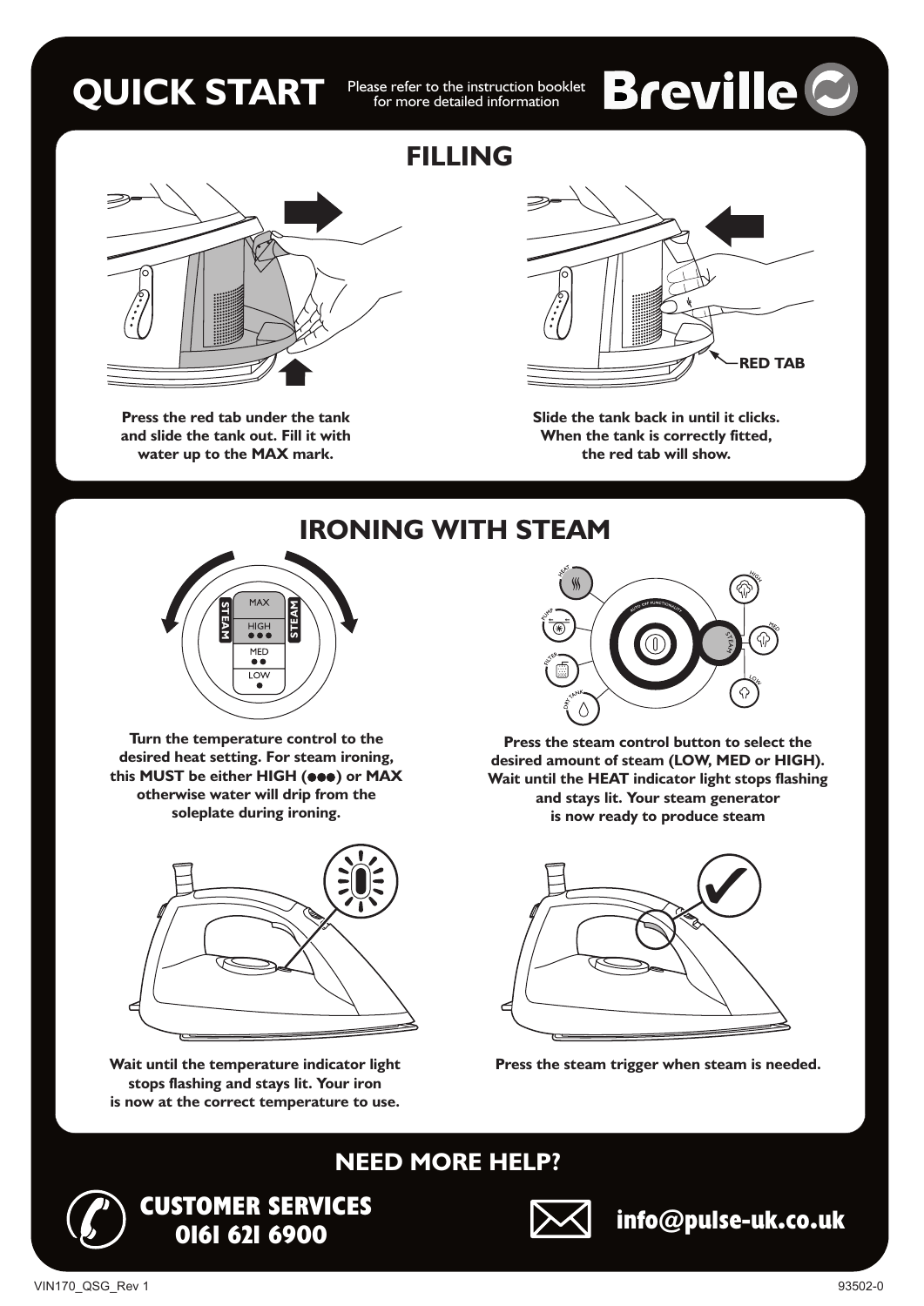# QUICK START

Please refer to the instruction booklet for more detailed information

Breville

## FILLING

RED TAB

Press the red tab under the tank and slide the tank out. Fill it with water up to the **MAX** mark.

Slide the tank back in until it clicks. When the tank is correctly fitted, the red tab will show.

## IRONING WITH STEAM

STEAM | MAX | HIGH ●●● | MED ●● | LOW ● | STEAM

**Turn the temperature control to the desired heat setting. For steam ironing, this MUST be either HIGH (●●●) or MAX otherwise water will drip from the soleplate during ironing.**

HEAT | PUMP | FILTER | DRY TANK | AUTO OFF FUNCTIONALITY | STEAM | HIGH | MED | LOW

**Press the steam control button to select the desired amount of steam (LOW, MED or HIGH). Wait until the HEAT indicator light stops flashing and stays lit. Your steam generator is now ready to produce steam**

**Wait until the temperature indicator light stops flashing and stays lit. Your iron is now at the correct temperature to use.**

**Press the steam trigger when steam is needed.**

## NEED MORE HELP?

**CUSTOMER SERVICES**
**0161 621 6900**

**info@pulse-uk.co.uk**

VIN170_QSG_Rev 1

93502-0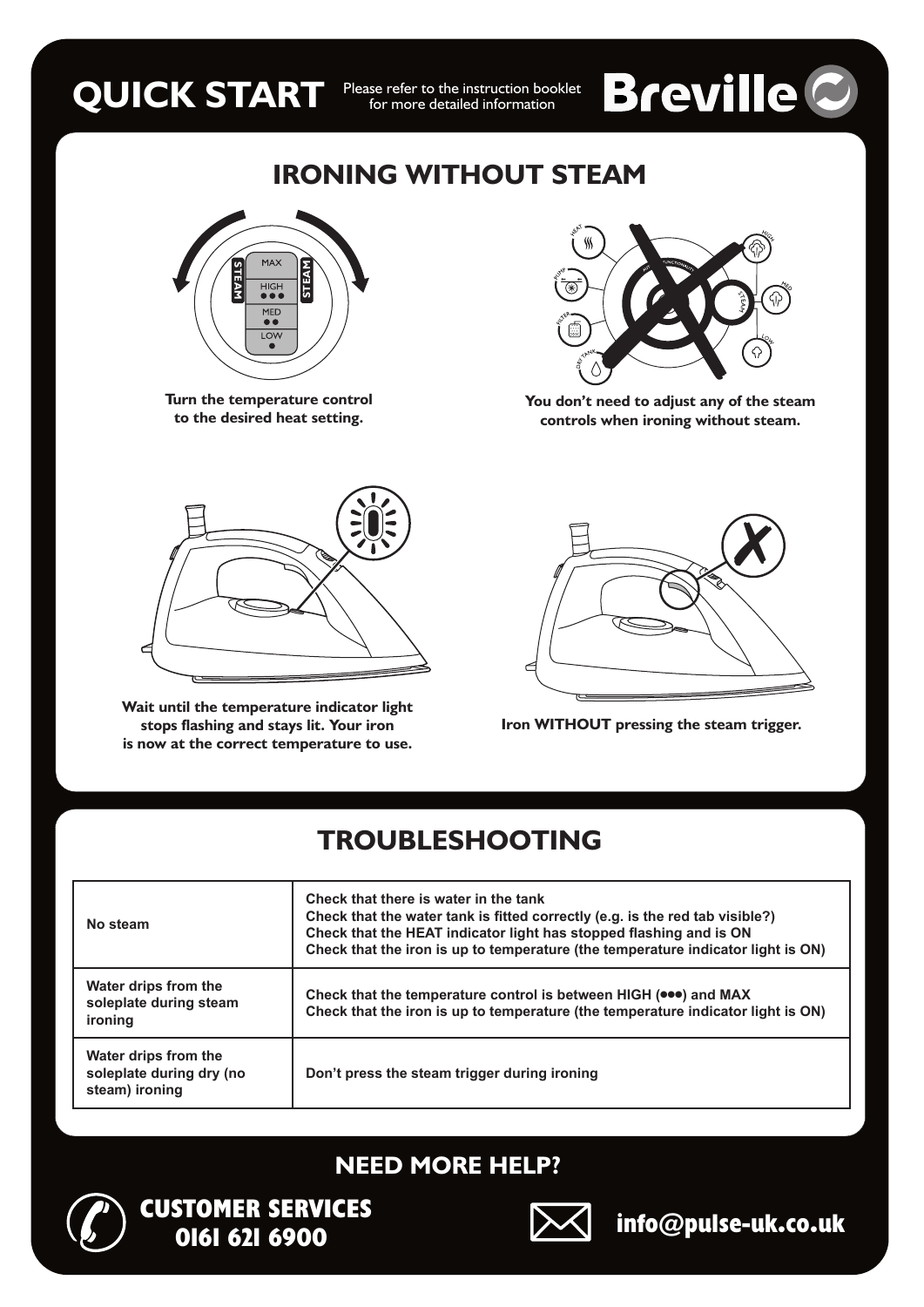# QUICK START

Please refer to the instruction booklet for more detailed information

Breville

## IRONING WITHOUT STEAM

MAX
HIGH ●●●
MED ●●
LOW ●
STEAM
STEAM

**Turn the temperature control to the desired heat setting.**

**You don't need to adjust any of the steam controls when ironing without steam.**

**Wait until the temperature indicator light stops flashing and stays lit. Your iron is now at the correct temperature to use.**

**Iron WITHOUT pressing the steam trigger.**

## TROUBLESHOOTING

| | |
|---|---|
| No steam | Check that there is water in the tank<br>Check that the water tank is fitted correctly (e.g. is the red tab visible?)<br>Check that the HEAT indicator light has stopped flashing and is ON<br>Check that the iron is up to temperature (the temperature indicator light is ON) |
| Water drips from the soleplate during steam ironing | Check that the temperature control is between HIGH (●●●) and MAX<br>Check that the iron is up to temperature (the temperature indicator light is ON) |
| Water drips from the soleplate during dry (no steam) ironing | Don't press the steam trigger during ironing |

## NEED MORE HELP?

**CUSTOMER SERVICES**
**0161 621 6900**

**info@pulse-uk.co.uk**